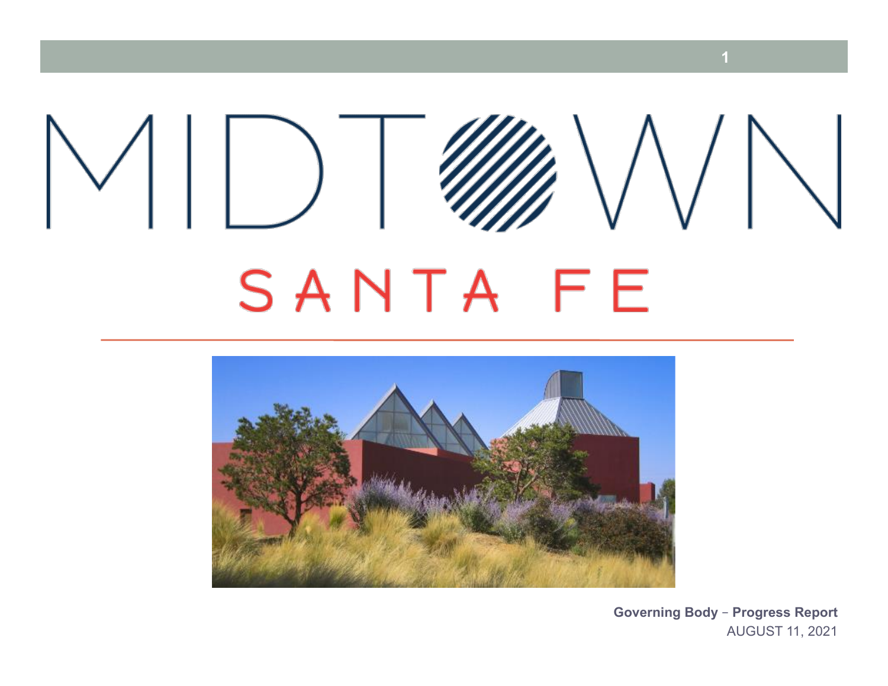# MIDTOWN

## SANTA FE

**Governing Body – Progress Report**
AUGUST 11, 2021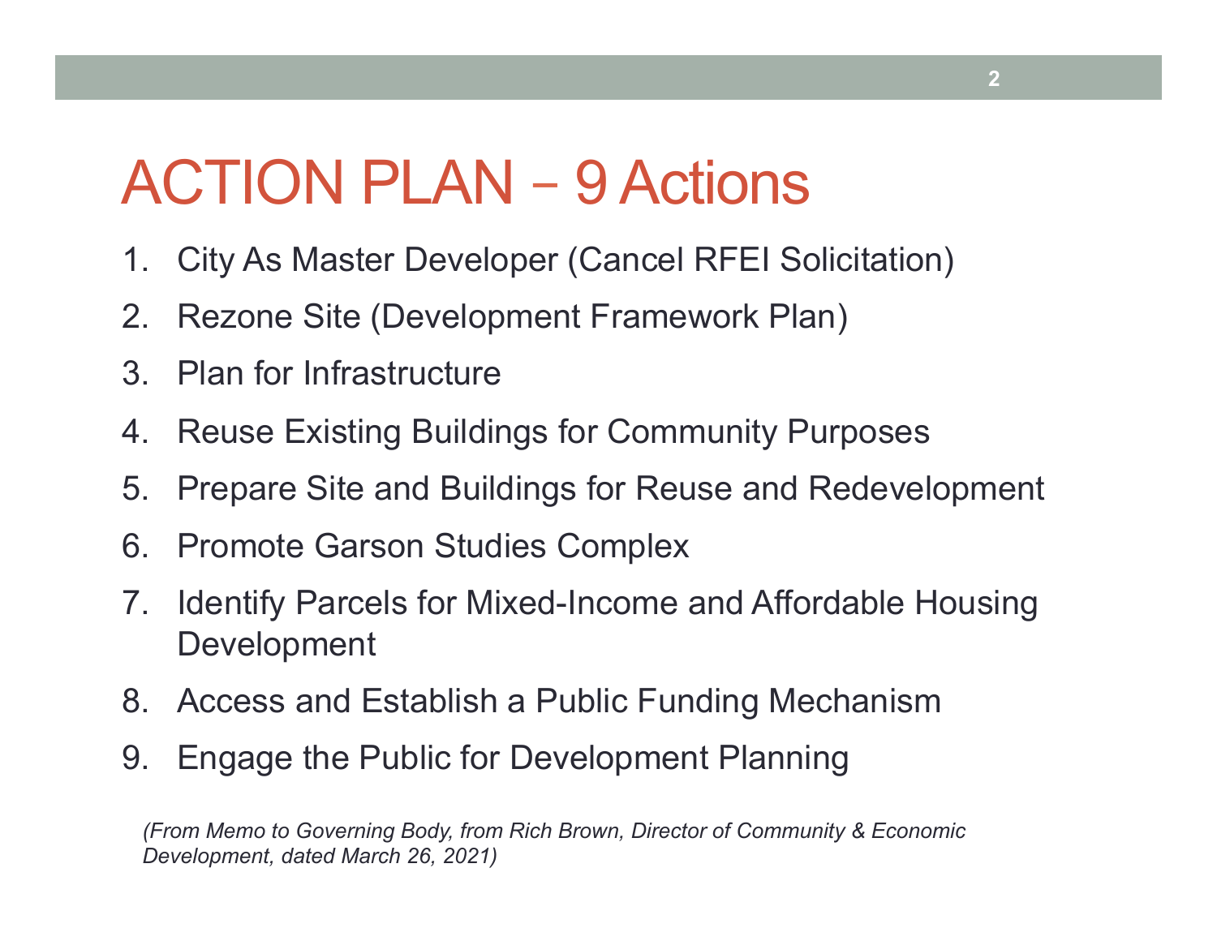# ACTION PLAN – 9 Actions

1. City As Master Developer (Cancel RFEI Solicitation)
2. Rezone Site (Development Framework Plan)
3. Plan for Infrastructure
4. Reuse Existing Buildings for Community Purposes
5. Prepare Site and Buildings for Reuse and Redevelopment
6. Promote Garson Studies Complex
7. Identify Parcels for Mixed-Income and Affordable Housing Development
8. Access and Establish a Public Funding Mechanism
9. Engage the Public for Development Planning

*(From Memo to Governing Body, from Rich Brown, Director of Community & Economic Development, dated March 26, 2021)*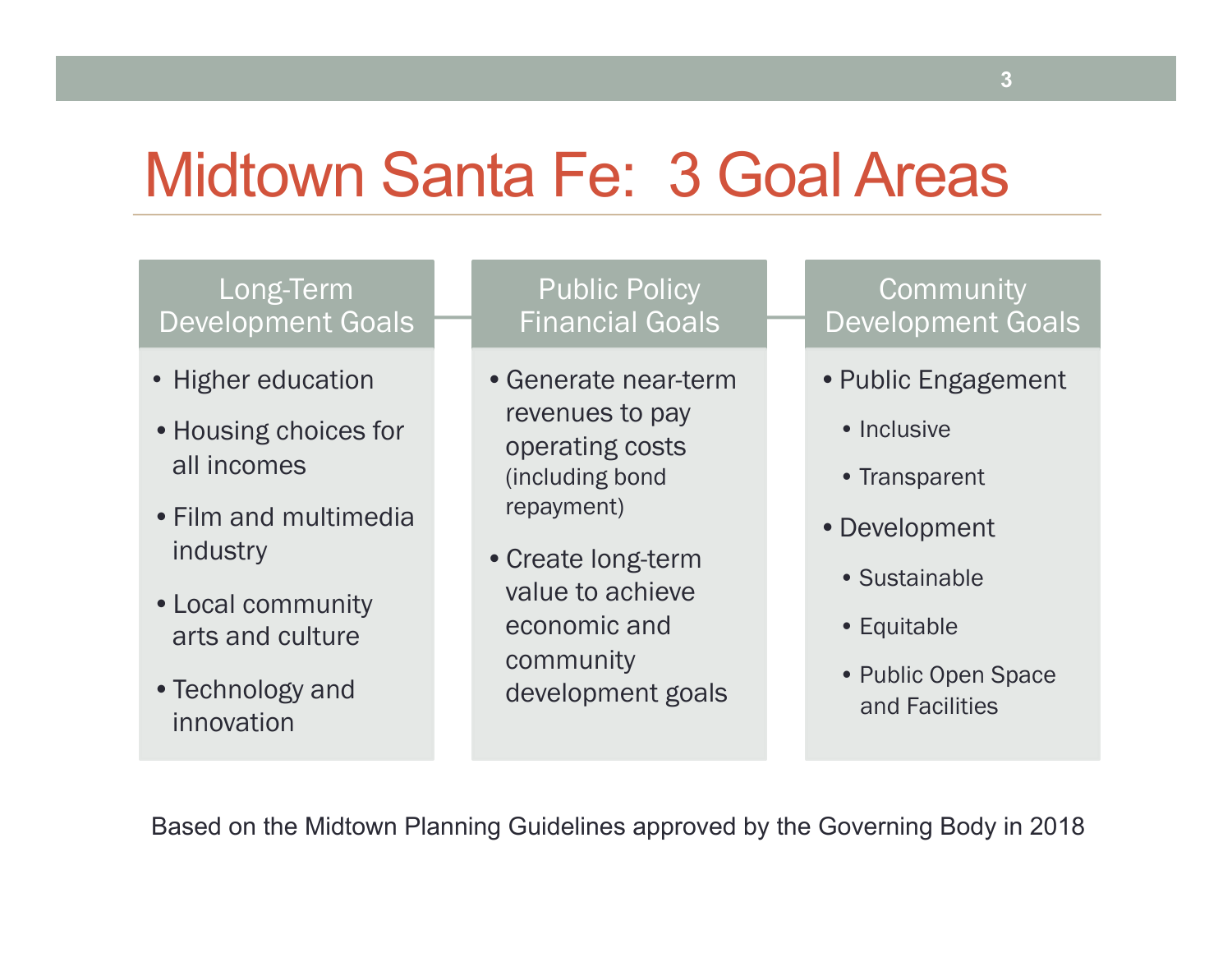# Midtown Santa Fe: 3 Goal Areas

## Long-Term Development Goals

- Higher education
- Housing choices for all incomes
- Film and multimedia industry
- Local community arts and culture
- Technology and innovation

## Public Policy Financial Goals

- Generate near-term revenues to pay operating costs (including bond repayment)
- Create long-term value to achieve economic and community development goals

## Community Development Goals

- Public Engagement
  - Inclusive
  - Transparent
- Development
  - Sustainable
  - Equitable
  - Public Open Space and Facilities

Based on the Midtown Planning Guidelines approved by the Governing Body in 2018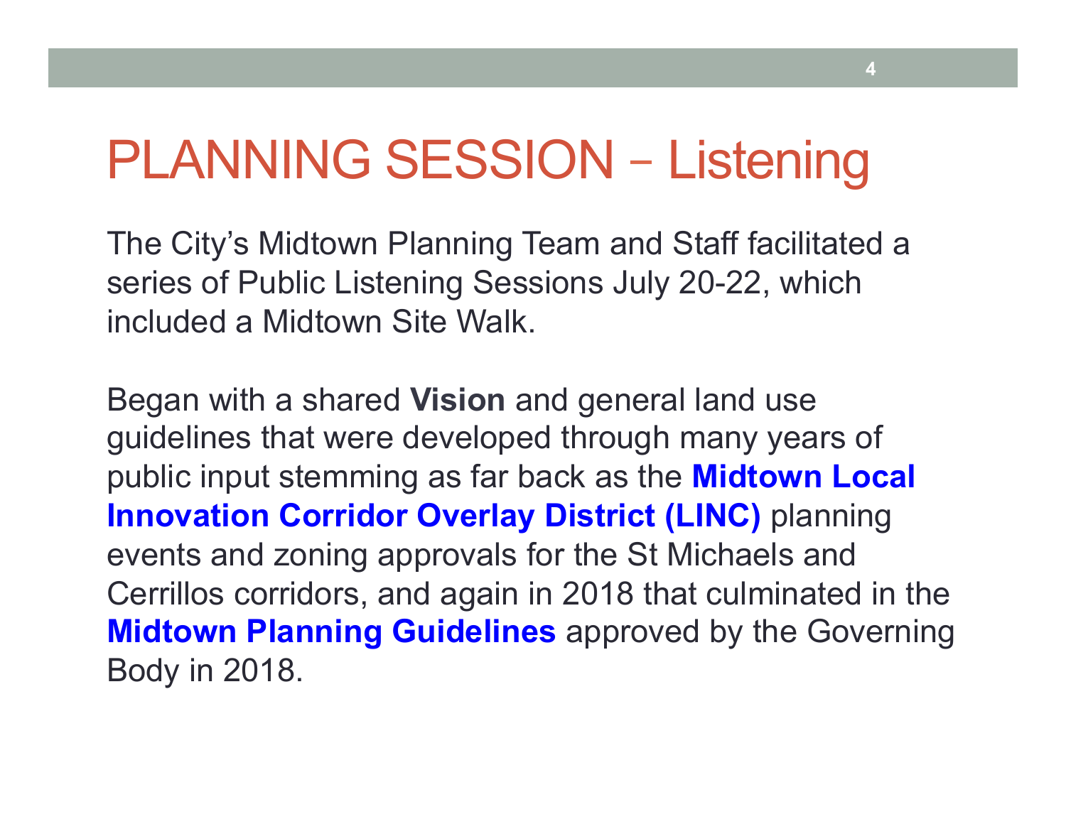# PLANNING SESSION – Listening

The City's Midtown Planning Team and Staff facilitated a series of Public Listening Sessions July 20-22, which included a Midtown Site Walk.

Began with a shared **Vision** and general land use guidelines that were developed through many years of public input stemming as far back as the **Midtown Local Innovation Corridor Overlay District (LINC)** planning events and zoning approvals for the St Michaels and Cerrillos corridors, and again in 2018 that culminated in the **Midtown Planning Guidelines** approved by the Governing Body in 2018.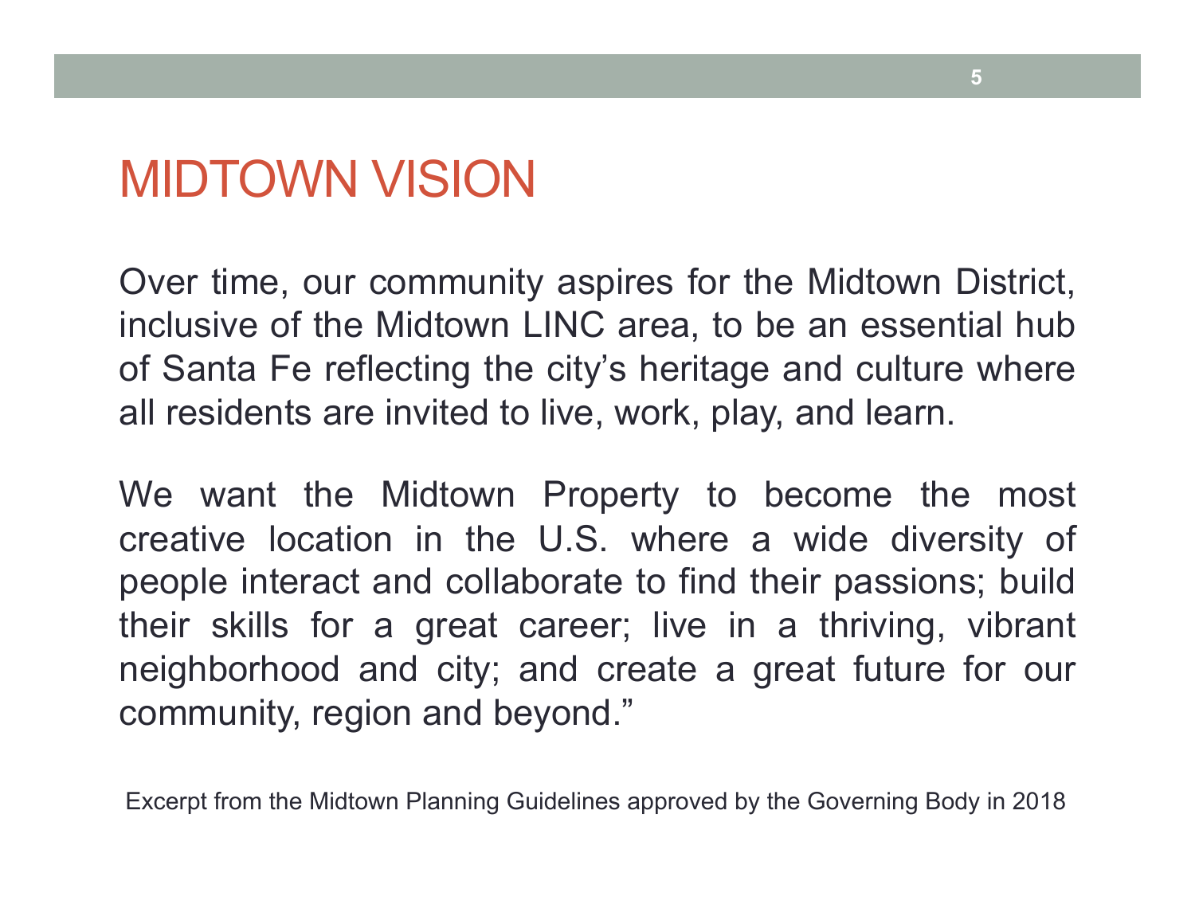# MIDTOWN VISION

Over time, our community aspires for the Midtown District, inclusive of the Midtown LINC area, to be an essential hub of Santa Fe reflecting the city's heritage and culture where all residents are invited to live, work, play, and learn.

We want the Midtown Property to become the most creative location in the U.S. where a wide diversity of people interact and collaborate to find their passions; build their skills for a great career; live in a thriving, vibrant neighborhood and city; and create a great future for our community, region and beyond."

Excerpt from the Midtown Planning Guidelines approved by the Governing Body in 2018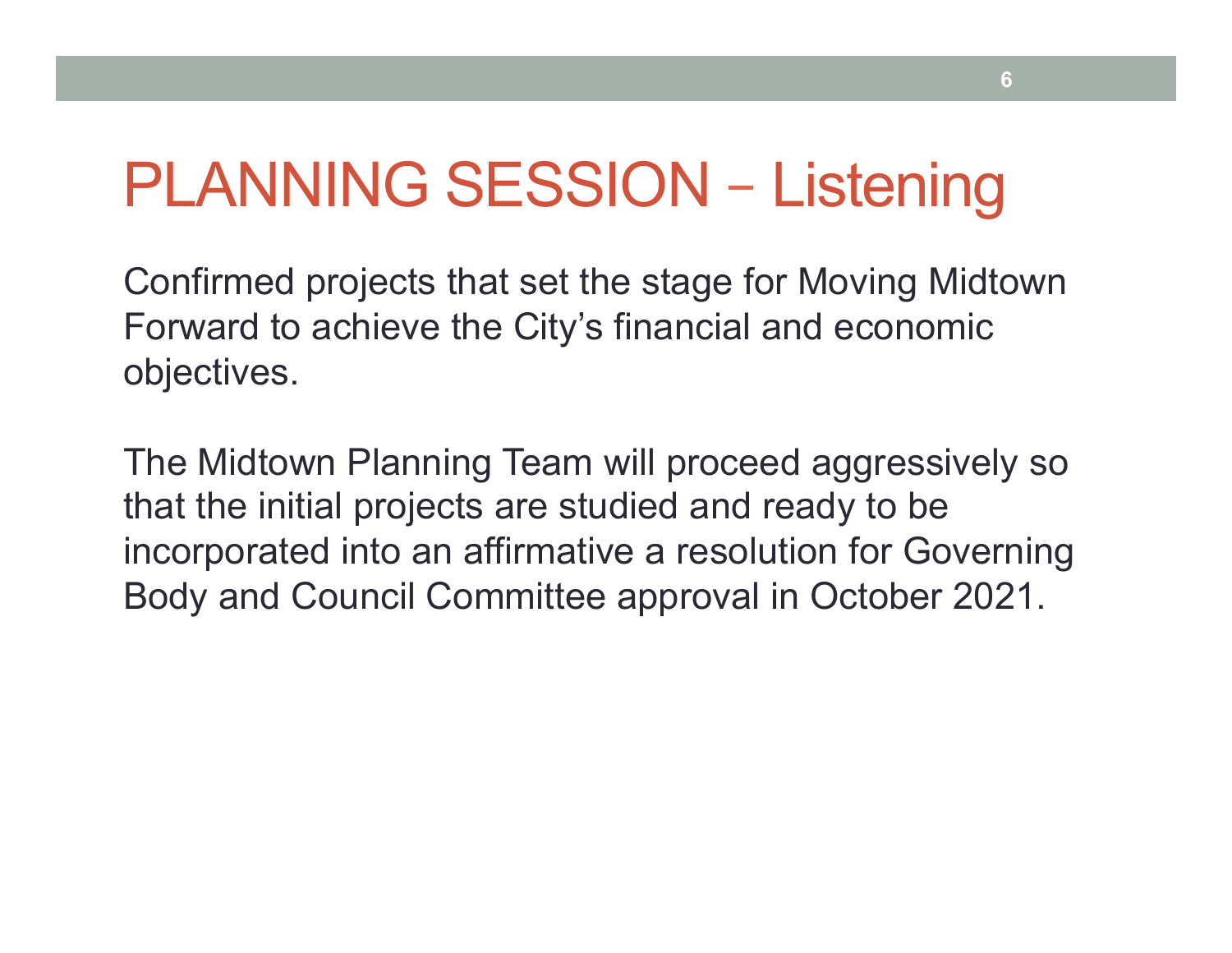# PLANNING SESSION – Listening

Confirmed projects that set the stage for Moving Midtown Forward to achieve the City's financial and economic objectives.

The Midtown Planning Team will proceed aggressively so that the initial projects are studied and ready to be incorporated into an affirmative a resolution for Governing Body and Council Committee approval in October 2021.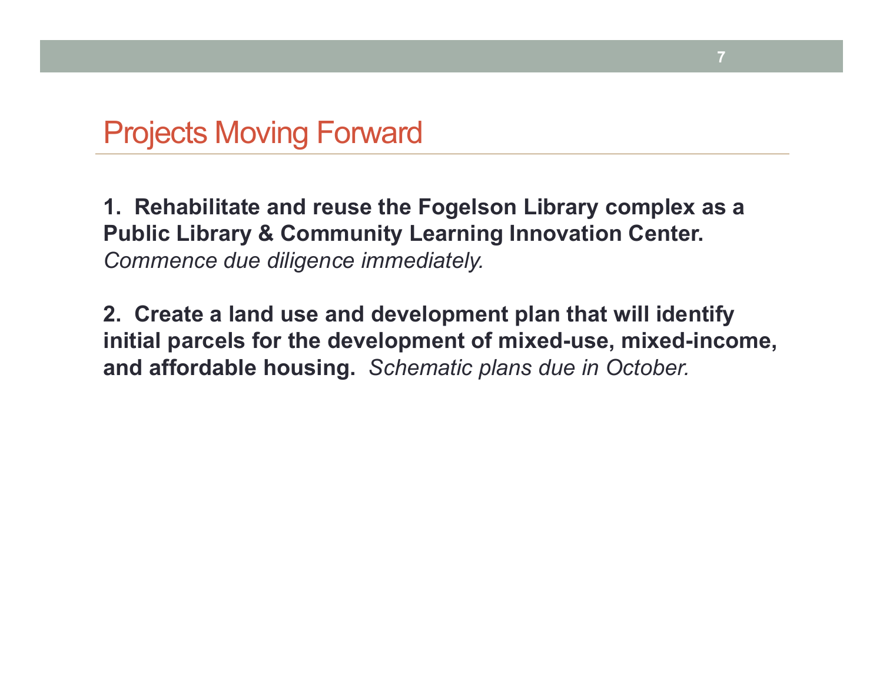# Projects Moving Forward

**1. Rehabilitate and reuse the Fogelson Library complex as a Public Library & Community Learning Innovation Center.**
*Commence due diligence immediately.*

**2. Create a land use and development plan that will identify initial parcels for the development of mixed-use, mixed-income, and affordable housing.** *Schematic plans due in October.*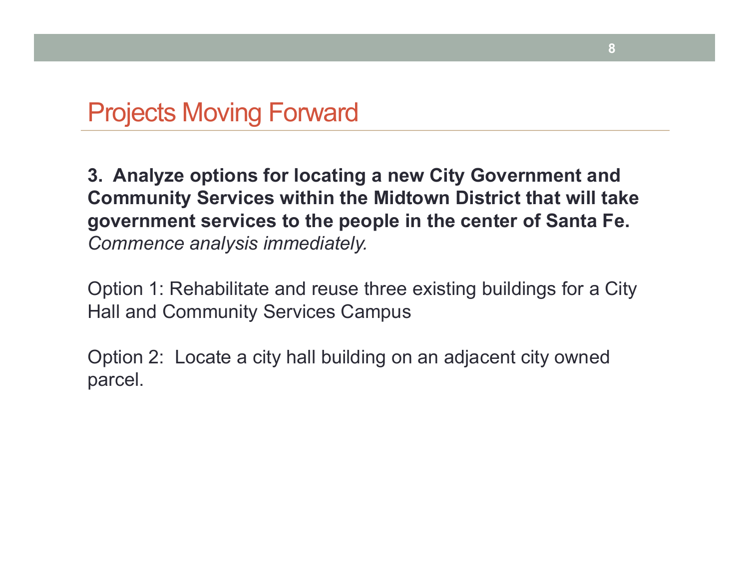# Projects Moving Forward

**3. Analyze options for locating a new City Government and Community Services within the Midtown District that will take government services to the people in the center of Santa Fe.**
*Commence analysis immediately.*

Option 1: Rehabilitate and reuse three existing buildings for a City Hall and Community Services Campus

Option 2: Locate a city hall building on an adjacent city owned parcel.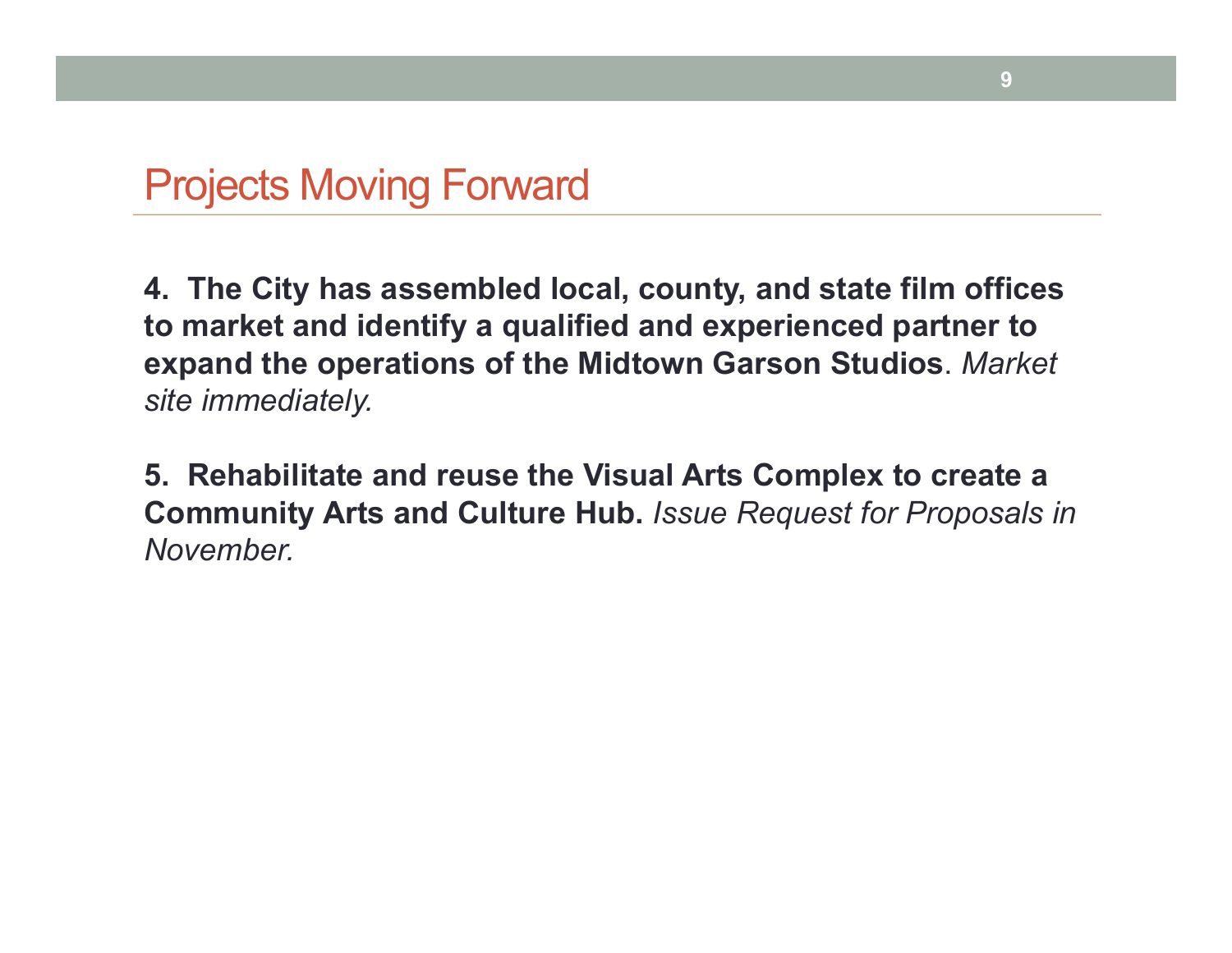# Projects Moving Forward

**4. The City has assembled local, county, and state film offices to market and identify a qualified and experienced partner to expand the operations of the Midtown Garson Studios**. *Market site immediately.*

**5. Rehabilitate and reuse the Visual Arts Complex to create a Community Arts and Culture Hub.** *Issue Request for Proposals in November.*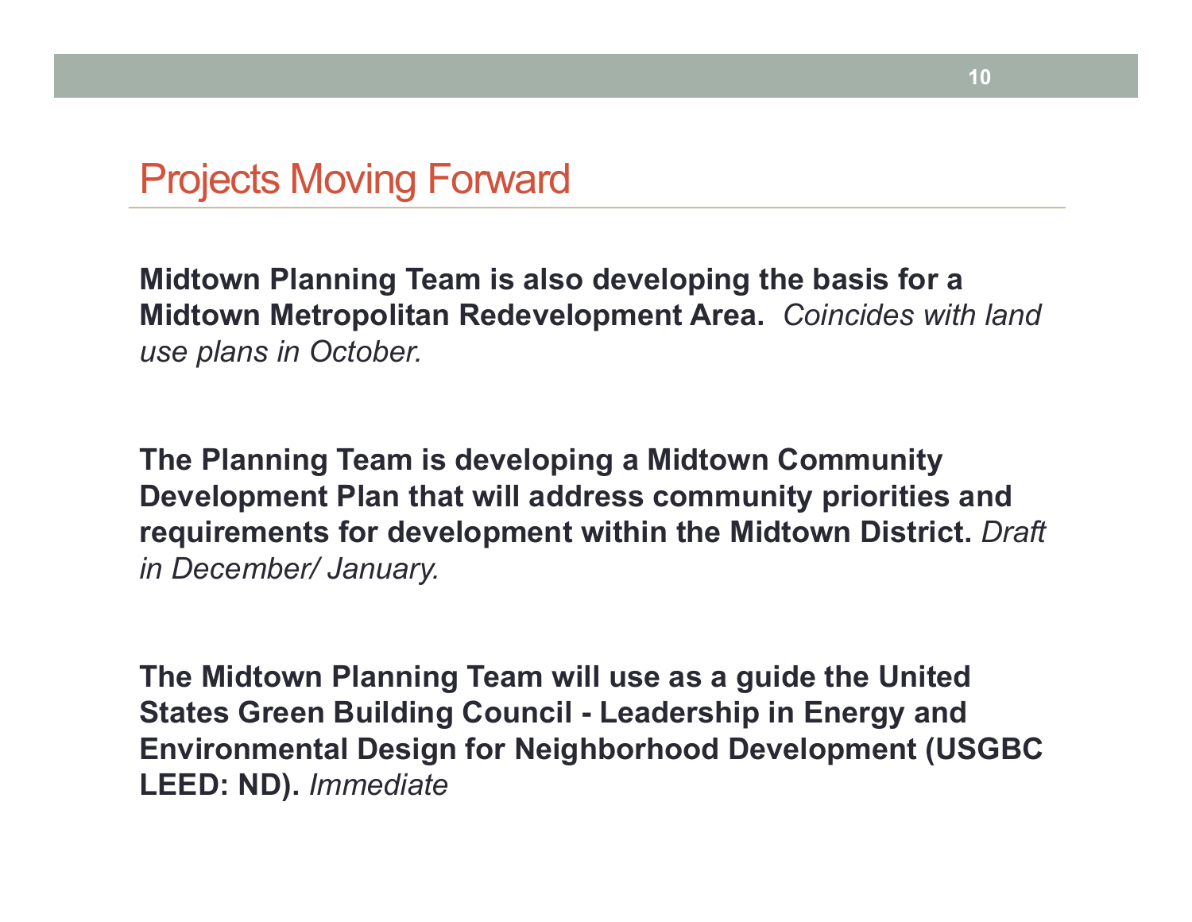# Projects Moving Forward

**Midtown Planning Team is also developing the basis for a Midtown Metropolitan Redevelopment Area.** *Coincides with land use plans in October.*

**The Planning Team is developing a Midtown Community Development Plan that will address community priorities and requirements for development within the Midtown District.** *Draft in December/ January.*

**The Midtown Planning Team will use as a guide the United States Green Building Council - Leadership in Energy and Environmental Design for Neighborhood Development (USGBC LEED: ND).** *Immediate*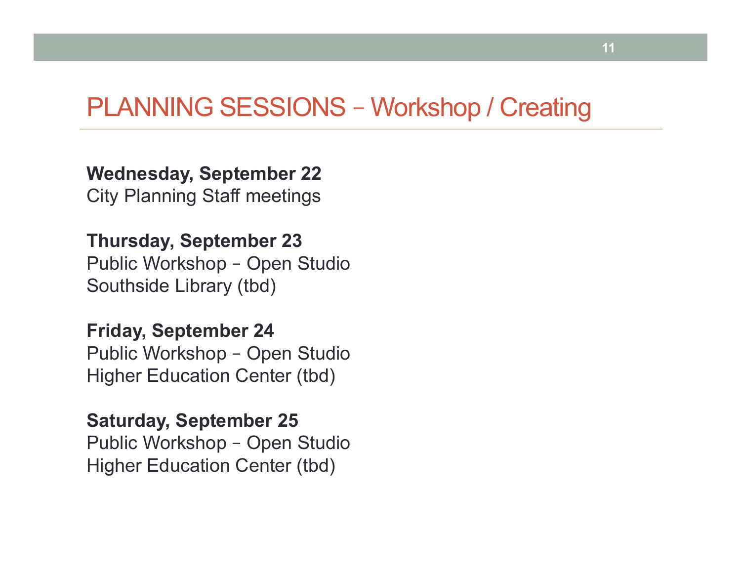# PLANNING SESSIONS – Workshop / Creating

**Wednesday, September 22**
City Planning Staff meetings

**Thursday, September 23**
Public Workshop – Open Studio
Southside Library (tbd)

**Friday, September 24**
Public Workshop – Open Studio
Higher Education Center (tbd)

**Saturday, September 25**
Public Workshop – Open Studio
Higher Education Center (tbd)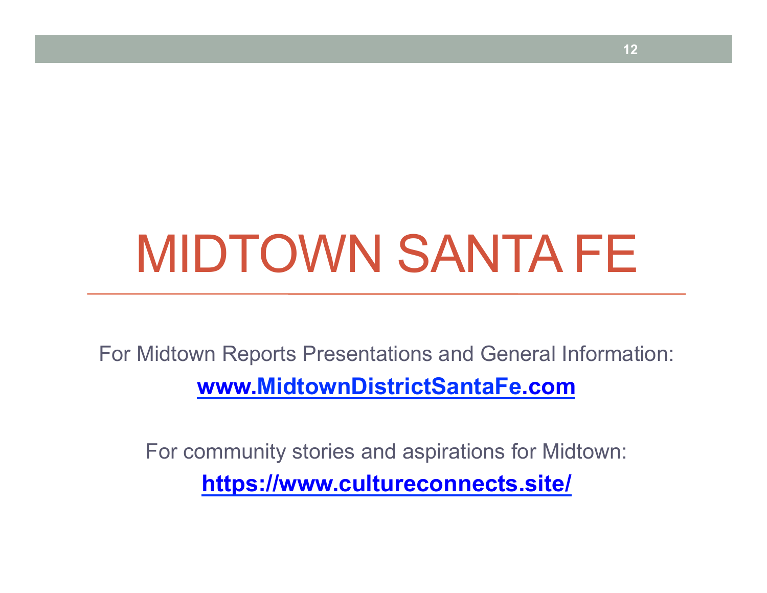# MIDTOWN SANTA FE

For Midtown Reports Presentations and General Information:

**www.MidtownDistrictSantaFe.com**

For community stories and aspirations for Midtown:

**https://www.cultureconnects.site/**